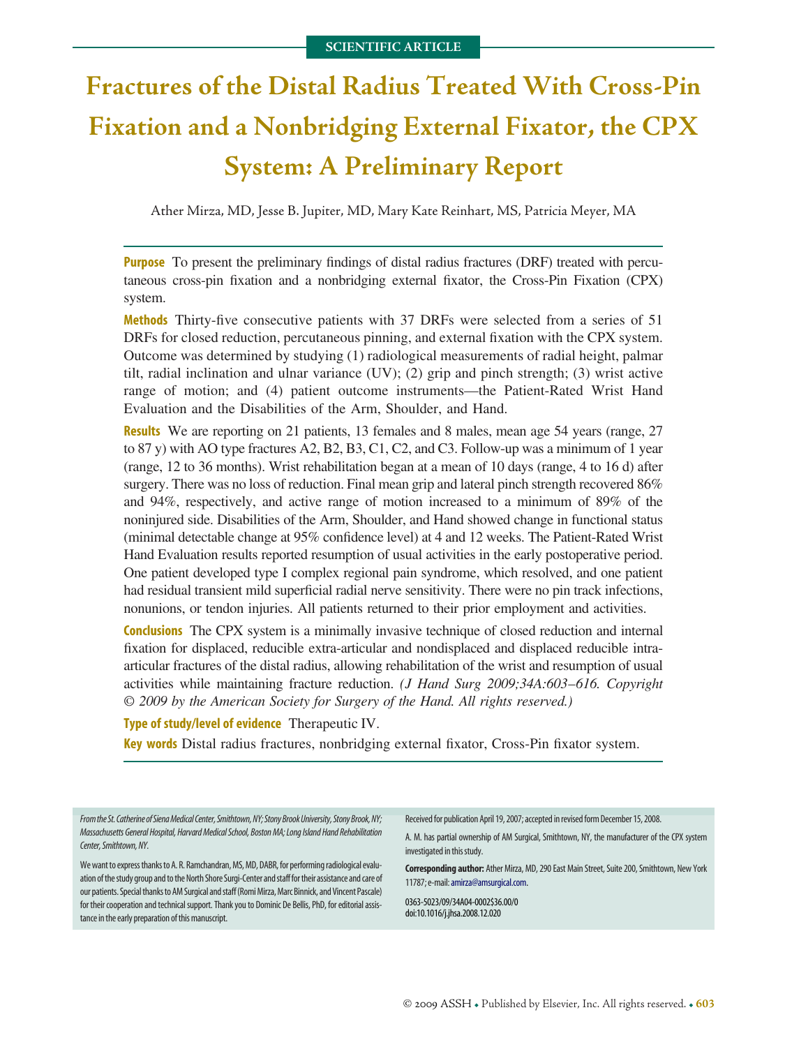SCIENTIFIC ARTICLE

# Fractures of the Distal Radius Treated With Cross-Pin Fixation and a Nonbridging External Fixator, the CPX System: A Preliminary Report

Ather Mirza, MD, Jesse B. Jupiter, MD, Mary Kate Reinhart, MS, Patricia Meyer, MA

**Purpose** To present the preliminary findings of distal radius fractures (DRF) treated with percutaneous cross-pin fixation and a nonbridging external fixator, the Cross-Pin Fixation (CPX) system.

**Methods** Thirty-five consecutive patients with 37 DRFs were selected from a series of 51 DRFs for closed reduction, percutaneous pinning, and external fixation with the CPX system. Outcome was determined by studying (1) radiological measurements of radial height, palmar tilt, radial inclination and ulnar variance (UV); (2) grip and pinch strength; (3) wrist active range of motion; and (4) patient outcome instruments—the Patient-Rated Wrist Hand Evaluation and the Disabilities of the Arm, Shoulder, and Hand.

**Results** We are reporting on 21 patients, 13 females and 8 males, mean age 54 years (range, 27 to 87 y) with AO type fractures A2, B2, B3, C1, C2, and C3. Follow-up was a minimum of 1 year (range, 12 to 36 months). Wrist rehabilitation began at a mean of 10 days (range, 4 to 16 d) after surgery. There was no loss of reduction. Final mean grip and lateral pinch strength recovered 86% and 94%, respectively, and active range of motion increased to a minimum of 89% of the noninjured side. Disabilities of the Arm, Shoulder, and Hand showed change in functional status (minimal detectable change at 95% confidence level) at 4 and 12 weeks. The Patient-Rated Wrist Hand Evaluation results reported resumption of usual activities in the early postoperative period. One patient developed type I complex regional pain syndrome, which resolved, and one patient had residual transient mild superficial radial nerve sensitivity. There were no pin track infections, nonunions, or tendon injuries. All patients returned to their prior employment and activities.

**Conclusions** The CPX system is a minimally invasive technique of closed reduction and internal fixation for displaced, reducible extra-articular and nondisplaced and displaced reducible intra-articular fractures of the distal radius, allowing rehabilitation of the wrist and resumption of usual activities while maintaining fracture reduction. *(J Hand Surg 2009;34A:603–616. Copyright © 2009 by the American Society for Surgery of the Hand. All rights reserved.)*

**Type of study/level of evidence** Therapeutic IV.

**Key words** Distal radius fractures, nonbridging external fixator, Cross-Pin fixator system.

*From the St. Catherine of Siena Medical Center, Smithtown, NY; Stony Brook University, Stony Brook, NY; Massachusetts General Hospital, Harvard Medical School, Boston MA; Long Island Hand Rehabilitation Center, Smithtown, NY.*

We want to express thanks to A. R. Ramchandran, MS, MD, DABR, for performing radiological evaluation of the study group and to the North Shore Surgi-Center and staff for their assistance and care of our patients. Special thanks to AM Surgical and staff (Romi Mirza, Marc Binnick, and Vincent Pascale) for their cooperation and technical support. Thank you to Dominic De Bellis, PhD, for editorial assistance in the early preparation of this manuscript.

Received for publication April 19, 2007; accepted in revised form December 15, 2008.

A. M. has partial ownership of AM Surgical, Smithtown, NY, the manufacturer of the CPX system investigated in this study.

**Corresponding author:** Ather Mirza, MD, 290 East Main Street, Suite 200, Smithtown, New York 11787; e-mail: amirza@amsurgical.com.

0363-5023/09/34A04-0002$36.00/0
doi:10.1016/j.jhsa.2008.12.020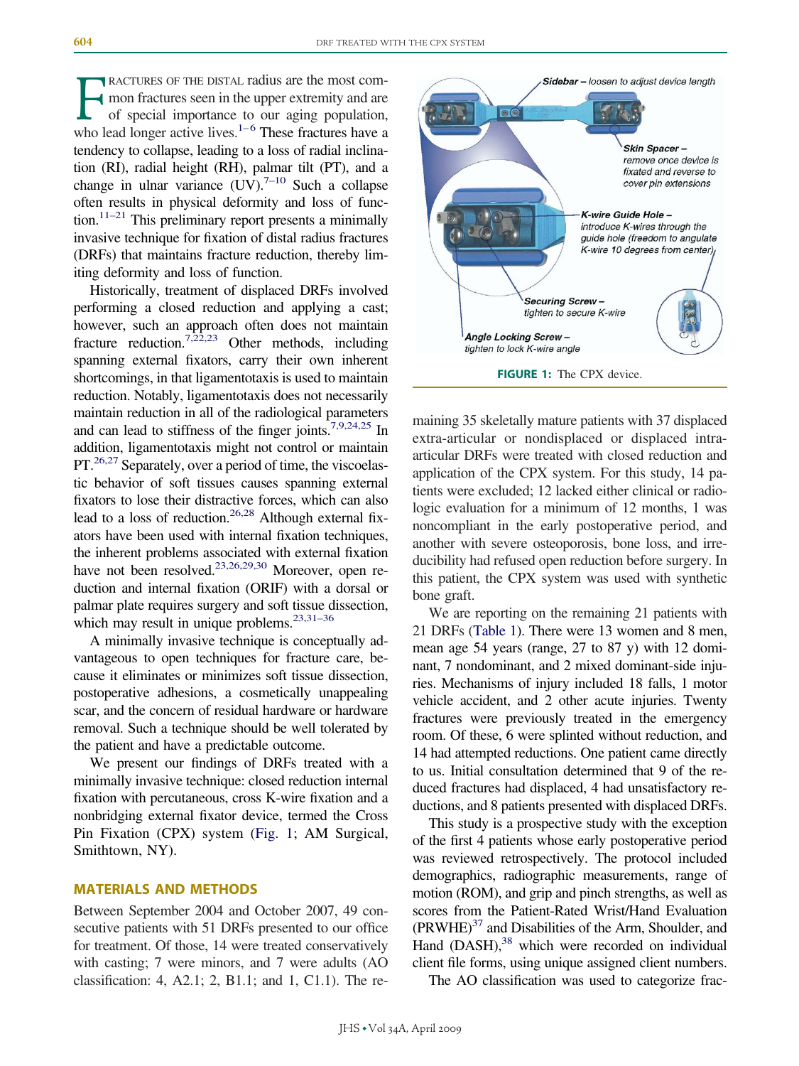FRACTURES OF THE DISTAL radius are the most common fractures seen in the upper extremity and are of special importance to our aging population, who lead longer active lives.[1–6] These fractures have a tendency to collapse, leading to a loss of radial inclination (RI), radial height (RH), palmar tilt (PT), and a change in ulnar variance (UV).[7–10] Such a collapse often results in physical deformity and loss of function.[11–21] This preliminary report presents a minimally invasive technique for fixation of distal radius fractures (DRFs) that maintains fracture reduction, thereby limiting deformity and loss of function.

Historically, treatment of displaced DRFs involved performing a closed reduction and applying a cast; however, such an approach often does not maintain fracture reduction.[7,22,23] Other methods, including spanning external fixators, carry their own inherent shortcomings, in that ligamentotaxis is used to maintain reduction. Notably, ligamentotaxis does not necessarily maintain reduction in all of the radiological parameters and can lead to stiffness of the finger joints.[7,9,24,25] In addition, ligamentotaxis might not control or maintain PT.[26,27] Separately, over a period of time, the viscoelastic behavior of soft tissues causes spanning external fixators to lose their distractive forces, which can also lead to a loss of reduction.[26,28] Although external fixators have been used with internal fixation techniques, the inherent problems associated with external fixation have not been resolved.[23,26,29,30] Moreover, open reduction and internal fixation (ORIF) with a dorsal or palmar plate requires surgery and soft tissue dissection, which may result in unique problems.[23,31–36]

A minimally invasive technique is conceptually advantageous to open techniques for fracture care, because it eliminates or minimizes soft tissue dissection, postoperative adhesions, a cosmetically unappealing scar, and the concern of residual hardware or hardware removal. Such a technique should be well tolerated by the patient and have a predictable outcome.

We present our findings of DRFs treated with a minimally invasive technique: closed reduction internal fixation with percutaneous, cross K-wire fixation and a nonbridging external fixator device, termed the Cross Pin Fixation (CPX) system (Fig. 1; AM Surgical, Smithtown, NY).

**Sidebar –** *loosen to adjust device length*

**Skin Spacer –** *remove once device is fixated and reverse to cover pin extensions*

**K-wire Guide Hole –** *introduce K-wires through the guide hole (freedom to angulate K-wire 10 degrees from center)*

**Securing Screw –** *tighten to secure K-wire*

**Angle Locking Screw –** *tighten to lock K-wire angle*

**FIGURE 1:** The CPX device.

## MATERIALS AND METHODS

Between September 2004 and October 2007, 49 consecutive patients with 51 DRFs presented to our office for treatment. Of those, 14 were treated conservatively with casting; 7 were minors, and 7 were adults (AO classification: 4, A2.1; 2, B1.1; and 1, C1.1). The remaining 35 skeletally mature patients with 37 displaced extra-articular or nondisplaced or displaced intra-articular DRFs were treated with closed reduction and application of the CPX system. For this study, 14 patients were excluded; 12 lacked either clinical or radiologic evaluation for a minimum of 12 months, 1 was noncompliant in the early postoperative period, and another with severe osteoporosis, bone loss, and irreducibility had refused open reduction before surgery. In this patient, the CPX system was used with synthetic bone graft.

We are reporting on the remaining 21 patients with 21 DRFs (Table 1). There were 13 women and 8 men, mean age 54 years (range, 27 to 87 y) with 12 dominant, 7 nondominant, and 2 mixed dominant-side injuries. Mechanisms of injury included 18 falls, 1 motor vehicle accident, and 2 other acute injuries. Twenty fractures were previously treated in the emergency room. Of these, 6 were splinted without reduction, and 14 had attempted reductions. One patient came directly to us. Initial consultation determined that 9 of the reduced fractures had displaced, 4 had unsatisfactory reductions, and 8 patients presented with displaced DRFs.

This study is a prospective study with the exception of the first 4 patients whose early postoperative period was reviewed retrospectively. The protocol included demographics, radiographic measurements, range of motion (ROM), and grip and pinch strengths, as well as scores from the Patient-Rated Wrist/Hand Evaluation (PRWHE)[37] and Disabilities of the Arm, Shoulder, and Hand (DASH),[38] which were recorded on individual client file forms, using unique assigned client numbers.

The AO classification was used to categorize frac-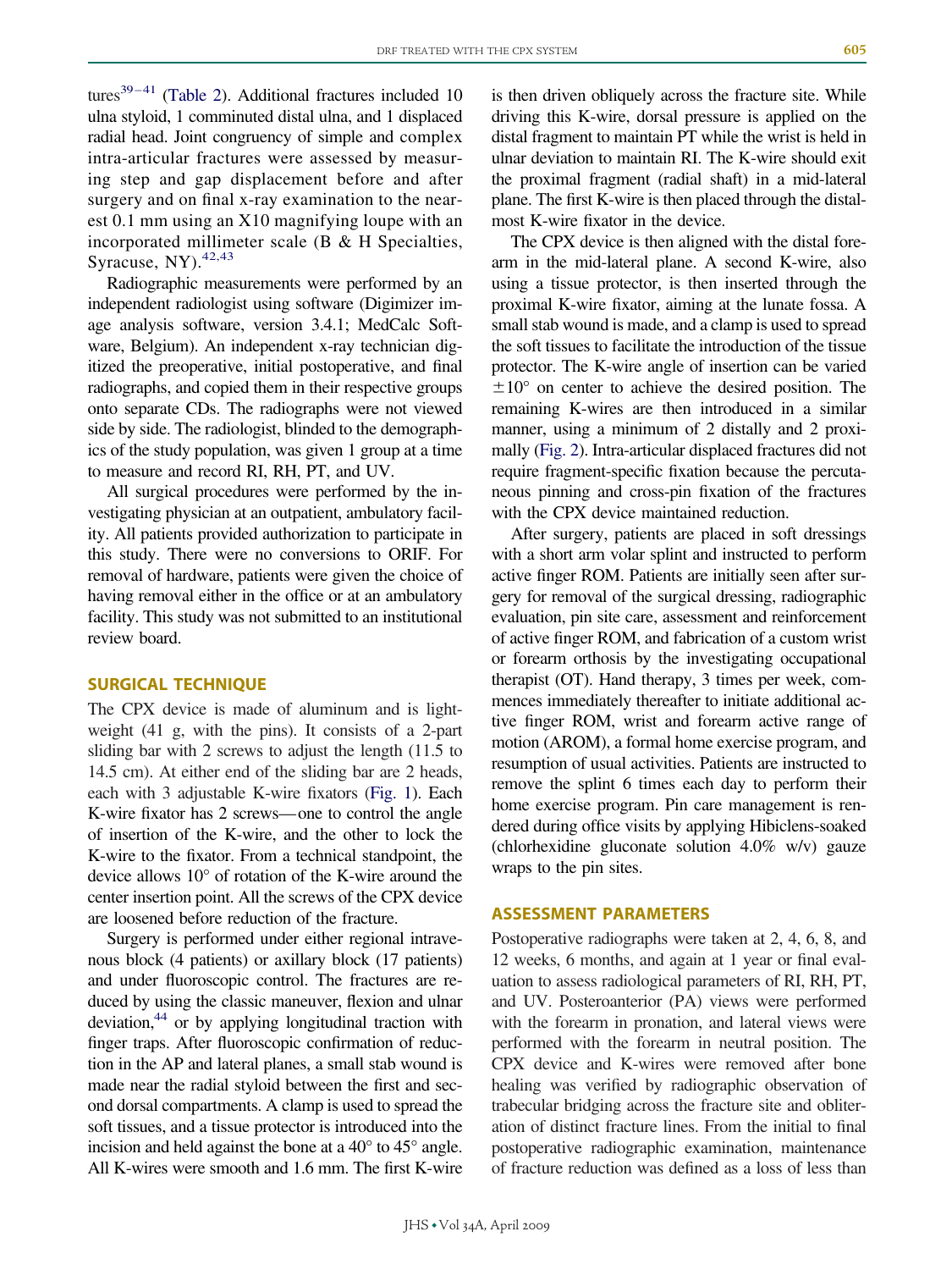tures[39–41] (Table 2). Additional fractures included 10 ulna styloid, 1 comminuted distal ulna, and 1 displaced radial head. Joint congruency of simple and complex intra-articular fractures were assessed by measuring step and gap displacement before and after surgery and on final x-ray examination to the nearest 0.1 mm using an X10 magnifying loupe with an incorporated millimeter scale (B & H Specialties, Syracuse, NY).[42,43]

Radiographic measurements were performed by an independent radiologist using software (Digimizer image analysis software, version 3.4.1; MedCalc Software, Belgium). An independent x-ray technician digitized the preoperative, initial postoperative, and final radiographs, and copied them in their respective groups onto separate CDs. The radiographs were not viewed side by side. The radiologist, blinded to the demographics of the study population, was given 1 group at a time to measure and record RI, RH, PT, and UV.

All surgical procedures were performed by the investigating physician at an outpatient, ambulatory facility. All patients provided authorization to participate in this study. There were no conversions to ORIF. For removal of hardware, patients were given the choice of having removal either in the office or at an ambulatory facility. This study was not submitted to an institutional review board.

## SURGICAL TECHNIQUE

The CPX device is made of aluminum and is lightweight (41 g, with the pins). It consists of a 2-part sliding bar with 2 screws to adjust the length (11.5 to 14.5 cm). At either end of the sliding bar are 2 heads, each with 3 adjustable K-wire fixators (Fig. 1). Each K-wire fixator has 2 screws—one to control the angle of insertion of the K-wire, and the other to lock the K-wire to the fixator. From a technical standpoint, the device allows 10° of rotation of the K-wire around the center insertion point. All the screws of the CPX device are loosened before reduction of the fracture.

Surgery is performed under either regional intravenous block (4 patients) or axillary block (17 patients) and under fluoroscopic control. The fractures are reduced by using the classic maneuver, flexion and ulnar deviation,[44] or by applying longitudinal traction with finger traps. After fluoroscopic confirmation of reduction in the AP and lateral planes, a small stab wound is made near the radial styloid between the first and second dorsal compartments. A clamp is used to spread the soft tissues, and a tissue protector is introduced into the incision and held against the bone at a 40° to 45° angle. All K-wires were smooth and 1.6 mm. The first K-wire is then driven obliquely across the fracture site. While driving this K-wire, dorsal pressure is applied on the distal fragment to maintain PT while the wrist is held in ulnar deviation to maintain RI. The K-wire should exit the proximal fragment (radial shaft) in a mid-lateral plane. The first K-wire is then placed through the distal-most K-wire fixator in the device.

The CPX device is then aligned with the distal forearm in the mid-lateral plane. A second K-wire, also using a tissue protector, is then inserted through the proximal K-wire fixator, aiming at the lunate fossa. A small stab wound is made, and a clamp is used to spread the soft tissues to facilitate the introduction of the tissue protector. The K-wire angle of insertion can be varied ±10° on center to achieve the desired position. The remaining K-wires are then introduced in a similar manner, using a minimum of 2 distally and 2 proximally (Fig. 2). Intra-articular displaced fractures did not require fragment-specific fixation because the percutaneous pinning and cross-pin fixation of the fractures with the CPX device maintained reduction.

After surgery, patients are placed in soft dressings with a short arm volar splint and instructed to perform active finger ROM. Patients are initially seen after surgery for removal of the surgical dressing, radiographic evaluation, pin site care, assessment and reinforcement of active finger ROM, and fabrication of a custom wrist or forearm orthosis by the investigating occupational therapist (OT). Hand therapy, 3 times per week, commences immediately thereafter to initiate additional active finger ROM, wrist and forearm active range of motion (AROM), a formal home exercise program, and resumption of usual activities. Patients are instructed to remove the splint 6 times each day to perform their home exercise program. Pin care management is rendered during office visits by applying Hibiclens-soaked (chlorhexidine gluconate solution 4.0% w/v) gauze wraps to the pin sites.

## ASSESSMENT PARAMETERS

Postoperative radiographs were taken at 2, 4, 6, 8, and 12 weeks, 6 months, and again at 1 year or final evaluation to assess radiological parameters of RI, RH, PT, and UV. Posteroanterior (PA) views were performed with the forearm in pronation, and lateral views were performed with the forearm in neutral position. The CPX device and K-wires were removed after bone healing was verified by radiographic observation of trabecular bridging across the fracture site and obliteration of distinct fracture lines. From the initial to final postoperative radiographic examination, maintenance of fracture reduction was defined as a loss of less than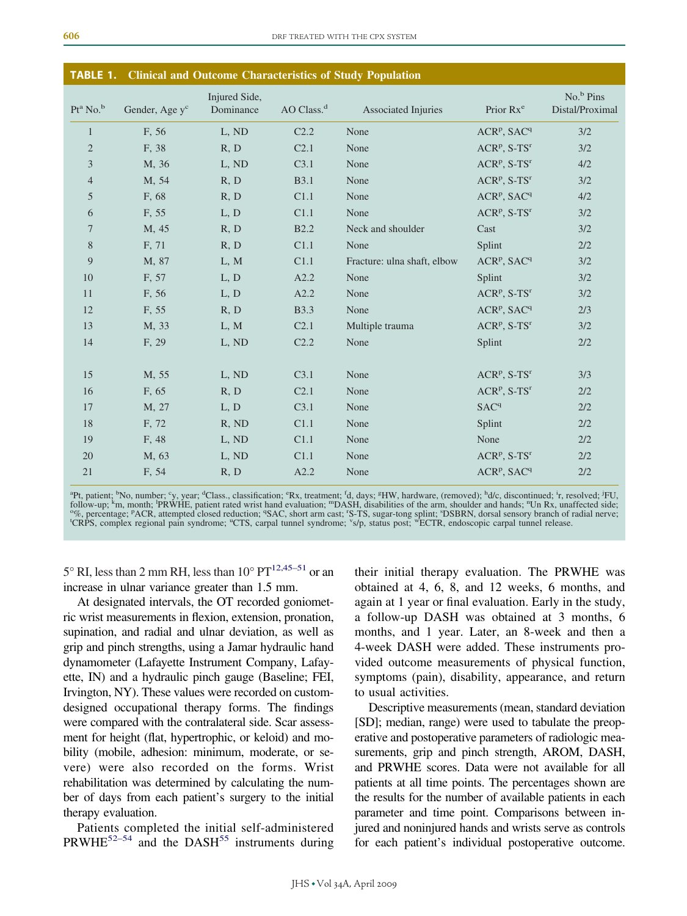**TABLE 1. Clinical and Outcome Characteristics of Study Population**

| Pt[a] No.[b] | Gender, Age y[c] | Injured Side, Dominance | AO Class.[d] | Associated Injuries | Prior Rx[e] | No.[b] Pins Distal/Proximal |
|---|---|---|---|---|---|---|
| 1 | F, 56 | L, ND | C2.2 | None | ACR[p], SAC[q] | 3/2 |
| 2 | F, 38 | R, D | C2.1 | None | ACR[p], S-TS[r] | 3/2 |
| 3 | M, 36 | L, ND | C3.1 | None | ACR[p], S-TS[r] | 4/2 |
| 4 | M, 54 | R, D | B3.1 | None | ACR[p], S-TS[r] | 3/2 |
| 5 | F, 68 | R, D | C1.1 | None | ACR[p], SAC[q] | 4/2 |
| 6 | F, 55 | L, D | C1.1 | None | ACR[p], S-TS[r] | 3/2 |
| 7 | M, 45 | R, D | B2.2 | Neck and shoulder | Cast | 3/2 |
| 8 | F, 71 | R, D | C1.1 | None | Splint | 2/2 |
| 9 | M, 87 | L, M | C1.1 | Fracture: ulna shaft, elbow | ACR[p], SAC[q] | 3/2 |
| 10 | F, 57 | L, D | A2.2 | None | Splint | 3/2 |
| 11 | F, 56 | L, D | A2.2 | None | ACR[p], S-TS[r] | 3/2 |
| 12 | F, 55 | R, D | B3.3 | None | ACR[p], SAC[q] | 2/3 |
| 13 | M, 33 | L, M | C2.1 | Multiple trauma | ACR[p], S-TS[r] | 3/2 |
| 14 | F, 29 | L, ND | C2.2 | None | Splint | 2/2 |
| 15 | M, 55 | L, ND | C3.1 | None | ACR[p], S-TS[r] | 3/3 |
| 16 | F, 65 | R, D | C2.1 | None | ACR[p], S-TS[r] | 2/2 |
| 17 | M, 27 | L, D | C3.1 | None | SAC[q] | 2/2 |
| 18 | F, 72 | R, ND | C1.1 | None | Splint | 2/2 |
| 19 | F, 48 | L, ND | C1.1 | None | None | 2/2 |
| 20 | M, 63 | L, ND | C1.1 | None | ACR[p], S-TS[r] | 2/2 |
| 21 | F, 54 | R, D | A2.2 | None | ACR[p], SAC[q] | 2/2 |

[a]Pt, patient; [b]No, number; [c]y, year; [d]Class., classification; [e]Rx, treatment; [f]d, days; [g]HW, hardware, (removed); [h]d/c, discontinued; [i]r, resolved; [j]FU, follow-up; [k]m, month; [l]PRWHE, patient rated wrist hand evaluation; [m]DASH, disabilities of the arm, shoulder and hands; [n]Un Rx, unaffected side; [o]%, percentage; [p]ACR, attempted closed reduction; [q]SAC, short arm cast; [r]S-TS, sugar-tong splint; [s]DSBRN, dorsal sensory branch of radial nerve; [t]CRPS, complex regional pain syndrome; [u]CTS, carpal tunnel syndrome; [v]s/p, status post; [w]ECTR, endoscopic carpal tunnel release.

5° RI, less than 2 mm RH, less than 10° PT[12,45–51] or an increase in ulnar variance greater than 1.5 mm.

At designated intervals, the OT recorded goniometric wrist measurements in flexion, extension, pronation, supination, and radial and ulnar deviation, as well as grip and pinch strengths, using a Jamar hydraulic hand dynamometer (Lafayette Instrument Company, Lafayette, IN) and a hydraulic pinch gauge (Baseline; FEI, Irvington, NY). These values were recorded on custom-designed occupational therapy forms. The findings were compared with the contralateral side. Scar assessment for height (flat, hypertrophic, or keloid) and mobility (mobile, adhesion: minimum, moderate, or severe) were also recorded on the forms. Wrist rehabilitation was determined by calculating the number of days from each patient's surgery to the initial therapy evaluation.

Patients completed the initial self-administered PRWHE[52–54] and the DASH[55] instruments during their initial therapy evaluation. The PRWHE was obtained at 4, 6, 8, and 12 weeks, 6 months, and again at 1 year or final evaluation. Early in the study, a follow-up DASH was obtained at 3 months, 6 months, and 1 year. Later, an 8-week and then a 4-week DASH were added. These instruments provided outcome measurements of physical function, symptoms (pain), disability, appearance, and return to usual activities.

Descriptive measurements (mean, standard deviation [SD]; median, range) were used to tabulate the preoperative and postoperative parameters of radiologic measurements, grip and pinch strength, AROM, DASH, and PRWHE scores. Data were not available for all patients at all time points. The percentages shown are the results for the number of available patients in each parameter and time point. Comparisons between injured and noninjured hands and wrists serve as controls for each patient's individual postoperative outcome.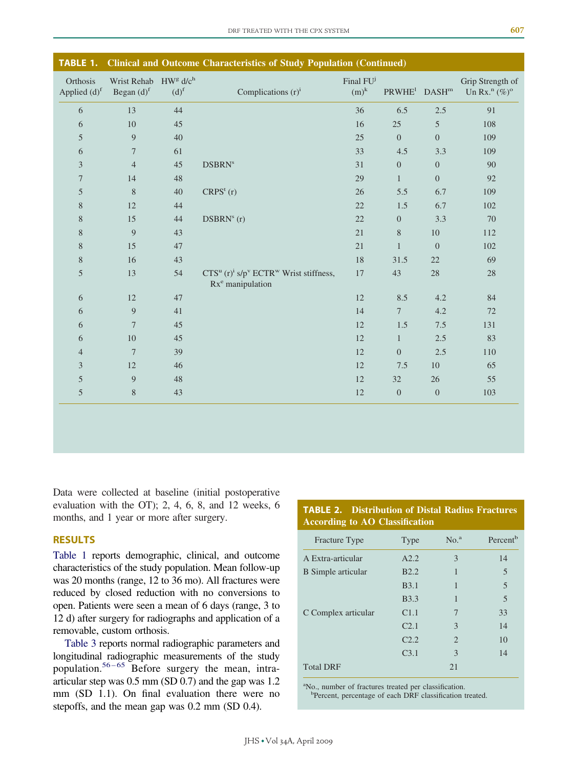**TABLE 1. Clinical and Outcome Characteristics of Study Population (Continued)**

| Orthosis Applied (d)[f] | Wrist Rehab Began (d)[f] | HW[g] d/c[h] (d)[f] | Complications (r)[i] | Final FU[j] (m)[k] | PRWHE[l] | DASH[m] | Grip Strength of Un Rx.[n] (%)[o] |
|---|---|---|---|---|---|---|---|
| 6 | 13 | 44 | | 36 | 6.5 | 2.5 | 91 |
| 6 | 10 | 45 | | 16 | 25 | 5 | 108 |
| 5 | 9 | 40 | | 25 | 0 | 0 | 109 |
| 6 | 7 | 61 | | 33 | 4.5 | 3.3 | 109 |
| 3 | 4 | 45 | DSBRN[s] | 31 | 0 | 0 | 90 |
| 7 | 14 | 48 | | 29 | 1 | 0 | 92 |
| 5 | 8 | 40 | CRPS[t] (r) | 26 | 5.5 | 6.7 | 109 |
| 8 | 12 | 44 | | 22 | 1.5 | 6.7 | 102 |
| 8 | 15 | 44 | DSBRN[s] (r) | 22 | 0 | 3.3 | 70 |
| 8 | 9 | 43 | | 21 | 8 | 10 | 112 |
| 8 | 15 | 47 | | 21 | 1 | 0 | 102 |
| 8 | 16 | 43 | | 18 | 31.5 | 22 | 69 |
| 5 | 13 | 54 | CTS[u] (r)[i] s/p[v] ECTR[w] Wrist stiffness, Rx[e] manipulation | 17 | 43 | 28 | 28 |
| 6 | 12 | 47 | | 12 | 8.5 | 4.2 | 84 |
| 6 | 9 | 41 | | 14 | 7 | 4.2 | 72 |
| 6 | 7 | 45 | | 12 | 1.5 | 7.5 | 131 |
| 6 | 10 | 45 | | 12 | 1 | 2.5 | 83 |
| 4 | 7 | 39 | | 12 | 0 | 2.5 | 110 |
| 3 | 12 | 46 | | 12 | 7.5 | 10 | 65 |
| 5 | 9 | 48 | | 12 | 32 | 26 | 55 |
| 5 | 8 | 43 | | 12 | 0 | 0 | 103 |

Data were collected at baseline (initial postoperative evaluation with the OT); 2, 4, 6, 8, and 12 weeks, 6 months, and 1 year or more after surgery.

## RESULTS

Table 1 reports demographic, clinical, and outcome characteristics of the study population. Mean follow-up was 20 months (range, 12 to 36 mo). All fractures were reduced by closed reduction with no conversions to open. Patients were seen a mean of 6 days (range, 3 to 12 d) after surgery for radiographs and application of a removable, custom orthosis.

Table 3 reports normal radiographic parameters and longitudinal radiographic measurements of the study population.[56–65] Before surgery the mean, intra-articular step was 0.5 mm (SD 0.7) and the gap was 1.2 mm (SD 1.1). On final evaluation there were no stepoffs, and the mean gap was 0.2 mm (SD 0.4).

**TABLE 2. Distribution of Distal Radius Fractures According to AO Classification**

| Fracture Type | Type | No.[a] | Percent[b] |
|---|---|---|---|
| A Extra-articular | A2.2 | 3 | 14 |
| B Simple articular | B2.2 | 1 | 5 |
| | B3.1 | 1 | 5 |
| | B3.3 | 1 | 5 |
| C Complex articular | C1.1 | 7 | 33 |
| | C2.1 | 3 | 14 |
| | C2.2 | 2 | 10 |
| | C3.1 | 3 | 14 |
| Total DRF | | 21 | |

[a]No., number of fractures treated per classification.
[b]Percent, percentage of each DRF classification treated.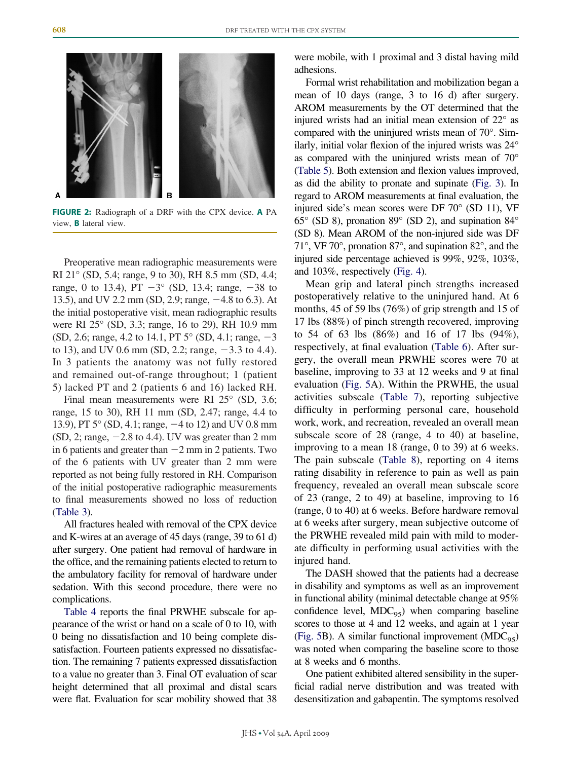**FIGURE 2:** Radiograph of a DRF with the CPX device. **A** PA view, **B** lateral view.

Preoperative mean radiographic measurements were RI 21° (SD, 5.4; range, 9 to 30), RH 8.5 mm (SD, 4.4; range, 0 to 13.4), PT −3° (SD, 13.4; range, −38 to 13.5), and UV 2.2 mm (SD, 2.9; range, −4.8 to 6.3). At the initial postoperative visit, mean radiographic results were RI 25° (SD, 3.3; range, 16 to 29), RH 10.9 mm (SD, 2.6; range, 4.2 to 14.1, PT 5° (SD, 4.1; range, −3 to 13), and UV 0.6 mm (SD, 2.2; range, −3.3 to 4.4). In 3 patients the anatomy was not fully restored and remained out-of-range throughout; 1 (patient 5) lacked PT and 2 (patients 6 and 16) lacked RH.

Final mean measurements were RI 25° (SD, 3.6; range, 15 to 30), RH 11 mm (SD, 2.47; range, 4.4 to 13.9), PT 5° (SD, 4.1; range, −4 to 12) and UV 0.8 mm (SD, 2; range, −2.8 to 4.4). UV was greater than 2 mm in 6 patients and greater than −2 mm in 2 patients. Two of the 6 patients with UV greater than 2 mm were reported as not being fully restored in RH. Comparison of the initial postoperative radiographic measurements to final measurements showed no loss of reduction (Table 3).

All fractures healed with removal of the CPX device and K-wires at an average of 45 days (range, 39 to 61 d) after surgery. One patient had removal of hardware in the office, and the remaining patients elected to return to the ambulatory facility for removal of hardware under sedation. With this second procedure, there were no complications.

Table 4 reports the final PRWHE subscale for appearance of the wrist or hand on a scale of 0 to 10, with 0 being no dissatisfaction and 10 being complete dissatisfaction. Fourteen patients expressed no dissatisfaction. The remaining 7 patients expressed dissatisfaction to a value no greater than 3. Final OT evaluation of scar height determined that all proximal and distal scars were flat. Evaluation for scar mobility showed that 38 were mobile, with 1 proximal and 3 distal having mild adhesions.

Formal wrist rehabilitation and mobilization began a mean of 10 days (range, 3 to 16 d) after surgery. AROM measurements by the OT determined that the injured wrists had an initial mean extension of 22° as compared with the uninjured wrists mean of 70°. Similarly, initial volar flexion of the injured wrists was 24° as compared with the uninjured wrists mean of 70° (Table 5). Both extension and flexion values improved, as did the ability to pronate and supinate (Fig. 3). In regard to AROM measurements at final evaluation, the injured side's mean scores were DF 70° (SD 11), VF 65° (SD 8), pronation 89° (SD 2), and supination 84° (SD 8). Mean AROM of the non-injured side was DF 71°, VF 70°, pronation 87°, and supination 82°, and the injured side percentage achieved is 99%, 92%, 103%, and 103%, respectively (Fig. 4).

Mean grip and lateral pinch strengths increased postoperatively relative to the uninjured hand. At 6 months, 45 of 59 lbs (76%) of grip strength and 15 of 17 lbs (88%) of pinch strength recovered, improving to 54 of 63 lbs (86%) and 16 of 17 lbs (94%), respectively, at final evaluation (Table 6). After surgery, the overall mean PRWHE scores were 70 at baseline, improving to 33 at 12 weeks and 9 at final evaluation (Fig. 5A). Within the PRWHE, the usual activities subscale (Table 7), reporting subjective difficulty in performing personal care, household work, work, and recreation, revealed an overall mean subscale score of 28 (range, 4 to 40) at baseline, improving to a mean 18 (range, 0 to 39) at 6 weeks. The pain subscale (Table 8), reporting on 4 items rating disability in reference to pain as well as pain frequency, revealed an overall mean subscale score of 23 (range, 2 to 49) at baseline, improving to 16 (range, 0 to 40) at 6 weeks. Before hardware removal at 6 weeks after surgery, mean subjective outcome of the PRWHE revealed mild pain with mild to moderate difficulty in performing usual activities with the injured hand.

The DASH showed that the patients had a decrease in disability and symptoms as well as an improvement in functional ability (minimal detectable change at 95% confidence level, $MDC_{95}$) when comparing baseline scores to those at 4 and 12 weeks, and again at 1 year (Fig. 5B). A similar functional improvement ($MDC_{95}$) was noted when comparing the baseline score to those at 8 weeks and 6 months.

One patient exhibited altered sensibility in the superficial radial nerve distribution and was treated with desensitization and gabapentin. The symptoms resolved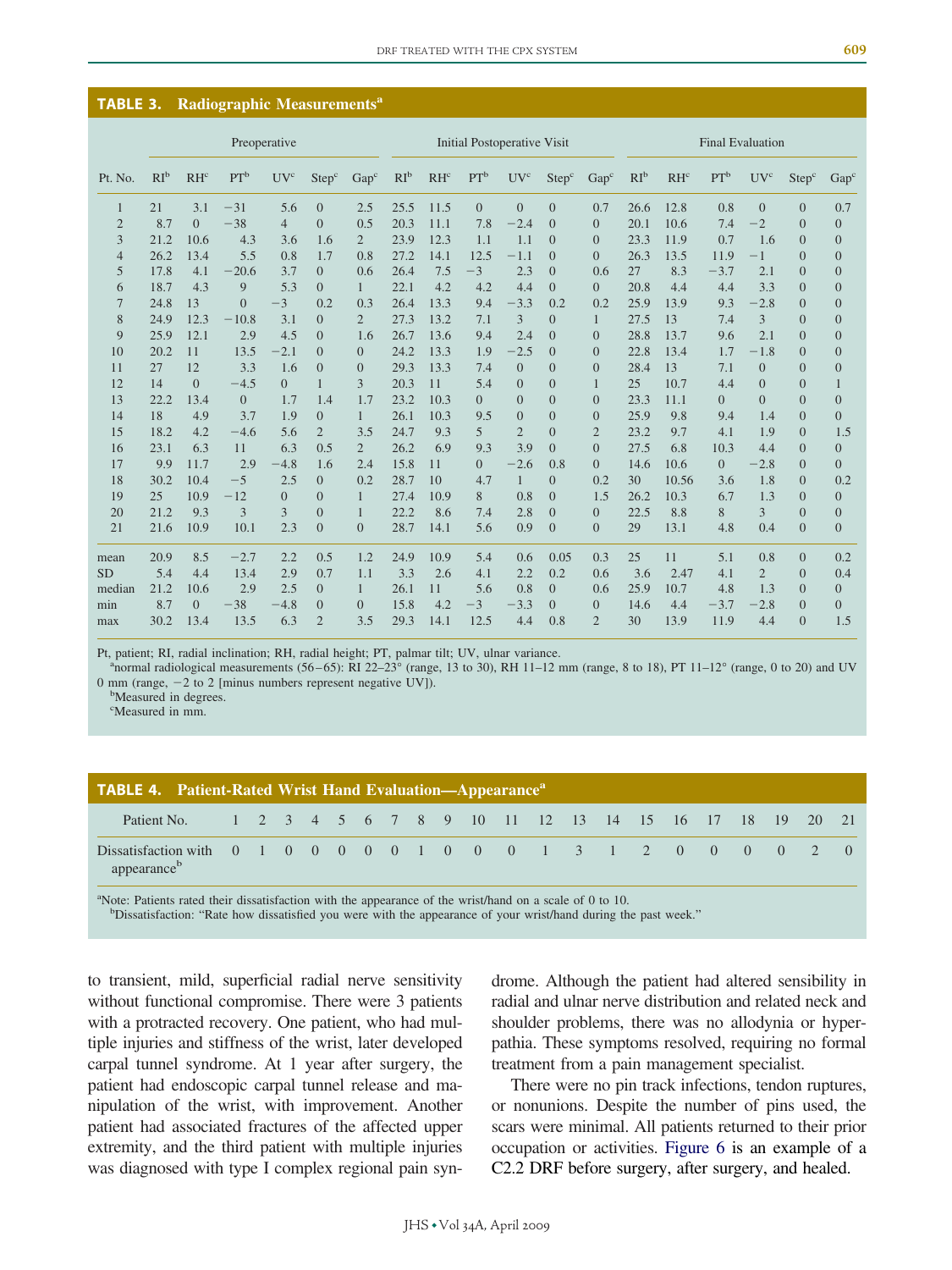**TABLE 3. Radiographic Measurements[a]**

| | Preoperative | | | | | | Initial Postoperative Visit | | | | | | Final Evaluation | | | | | |
|---|---|---|---|---|---|---|---|---|---|---|---|---|---|---|---|---|---|---|
| Pt. No. | RI[b] | RH[c] | PT[b] | UV[c] | Step[c] | Gap[c] | RI[b] | RH[c] | PT[b] | UV[c] | Step[c] | Gap[c] | RI[b] | RH[c] | PT[b] | UV[c] | Step[c] | Gap[c] |
| 1 | 21 | 3.1 | −31 | 5.6 | 0 | 2.5 | 25.5 | 11.5 | 0 | 0 | 0 | 0.7 | 26.6 | 12.8 | 0.8 | 0 | 0 | 0.7 |
| 2 | 8.7 | 0 | −38 | 4 | 0 | 0.5 | 20.3 | 11.1 | 7.8 | −2.4 | 0 | 0 | 20.1 | 10.6 | 7.4 | −2 | 0 | 0 |
| 3 | 21.2 | 10.6 | 4.3 | 3.6 | 1.6 | 2 | 23.9 | 12.3 | 1.1 | 1.1 | 0 | 0 | 23.3 | 11.9 | 0.7 | 1.6 | 0 | 0 |
| 4 | 26.2 | 13.4 | 5.5 | 0.8 | 1.7 | 0.8 | 27.2 | 14.1 | 12.5 | −1.1 | 0 | 0 | 26.3 | 13.5 | 11.9 | −1 | 0 | 0 |
| 5 | 17.8 | 4.1 | −20.6 | 3.7 | 0 | 0.6 | 26.4 | 7.5 | −3 | 2.3 | 0 | 0.6 | 27 | 8.3 | −3.7 | 2.1 | 0 | 0 |
| 6 | 18.7 | 4.3 | 9 | 5.3 | 0 | 1 | 22.1 | 4.2 | 4.2 | 4.4 | 0 | 0 | 20.8 | 4.4 | 4.4 | 3.3 | 0 | 0 |
| 7 | 24.8 | 13 | 0 | −3 | 0.2 | 0.3 | 26.4 | 13.3 | 9.4 | −3.3 | 0.2 | 0.2 | 25.9 | 13.9 | 9.3 | −2.8 | 0 | 0 |
| 8 | 24.9 | 12.3 | −10.8 | 3.1 | 0 | 2 | 27.3 | 13.2 | 7.1 | 3 | 0 | 1 | 27.5 | 13 | 7.4 | 3 | 0 | 0 |
| 9 | 25.9 | 12.1 | 2.9 | 4.5 | 0 | 1.6 | 26.7 | 13.6 | 9.4 | 2.4 | 0 | 0 | 28.8 | 13.7 | 9.6 | 2.1 | 0 | 0 |
| 10 | 20.2 | 11 | 13.5 | −2.1 | 0 | 0 | 24.2 | 13.3 | 1.9 | −2.5 | 0 | 0 | 22.8 | 13.4 | 1.7 | −1.8 | 0 | 0 |
| 11 | 27 | 12 | 3.3 | 1.6 | 0 | 0 | 29.3 | 13.3 | 7.4 | 0 | 0 | 0 | 28.4 | 13 | 7.1 | 0 | 0 | 0 |
| 12 | 14 | 0 | −4.5 | 0 | 1 | 3 | 20.3 | 11 | 5.4 | 0 | 0 | 1 | 25 | 10.7 | 4.4 | 0 | 0 | 1 |
| 13 | 22.2 | 13.4 | 0 | 1.7 | 1.4 | 1.7 | 23.2 | 10.3 | 0 | 0 | 0 | 0 | 23.3 | 11.1 | 0 | 0 | 0 | 0 |
| 14 | 18 | 4.9 | 3.7 | 1.9 | 0 | 1 | 26.1 | 10.3 | 9.5 | 0 | 0 | 0 | 25.9 | 9.8 | 9.4 | 1.4 | 0 | 0 |
| 15 | 18.2 | 4.2 | −4.6 | 5.6 | 2 | 3.5 | 24.7 | 9.3 | 5 | 2 | 0 | 2 | 23.2 | 9.7 | 4.1 | 1.9 | 0 | 1.5 |
| 16 | 23.1 | 6.3 | 11 | 6.3 | 0.5 | 2 | 26.2 | 6.9 | 9.3 | 3.9 | 0 | 0 | 27.5 | 6.8 | 10.3 | 4.4 | 0 | 0 |
| 17 | 9.9 | 11.7 | 2.9 | −4.8 | 1.6 | 2.4 | 15.8 | 11 | 0 | −2.6 | 0.8 | 0 | 14.6 | 10.6 | 0 | −2.8 | 0 | 0 |
| 18 | 30.2 | 10.4 | −5 | 2.5 | 0 | 0.2 | 28.7 | 10 | 4.7 | 1 | 0 | 0.2 | 30 | 10.56 | 3.6 | 1.8 | 0 | 0.2 |
| 19 | 25 | 10.9 | −12 | 0 | 0 | 1 | 27.4 | 10.9 | 8 | 0.8 | 0 | 1.5 | 26.2 | 10.3 | 6.7 | 1.3 | 0 | 0 |
| 20 | 21.2 | 9.3 | 3 | 3 | 0 | 1 | 22.2 | 8.6 | 7.4 | 2.8 | 0 | 0 | 22.5 | 8.8 | 8 | 3 | 0 | 0 |
| 21 | 21.6 | 10.9 | 10.1 | 2.3 | 0 | 0 | 28.7 | 14.1 | 5.6 | 0.9 | 0 | 0 | 29 | 13.1 | 4.8 | 0.4 | 0 | 0 |
| mean | 20.9 | 8.5 | −2.7 | 2.2 | 0.5 | 1.2 | 24.9 | 10.9 | 5.4 | 0.6 | 0.05 | 0.3 | 25 | 11 | 5.1 | 0.8 | 0 | 0.2 |
| SD | 5.4 | 4.4 | 13.4 | 2.9 | 0.7 | 1.1 | 3.3 | 2.6 | 4.1 | 2.2 | 0.2 | 0.6 | 3.6 | 2.47 | 4.1 | 2 | 0 | 0.4 |
| median | 21.2 | 10.6 | 2.9 | 2.5 | 0 | 1 | 26.1 | 11 | 5.6 | 0.8 | 0 | 0.6 | 25.9 | 10.7 | 4.8 | 1.3 | 0 | 0 |
| min | 8.7 | 0 | −38 | −4.8 | 0 | 0 | 15.8 | 4.2 | −3 | −3.3 | 0 | 0 | 14.6 | 4.4 | −3.7 | −2.8 | 0 | 0 |
| max | 30.2 | 13.4 | 13.5 | 6.3 | 2 | 3.5 | 29.3 | 14.1 | 12.5 | 4.4 | 0.8 | 2 | 30 | 13.9 | 11.9 | 4.4 | 0 | 1.5 |

Pt, patient; RI, radial inclination; RH, radial height; PT, palmar tilt; UV, ulnar variance.

[a]normal radiological measurements (56–65): RI 22–23° (range, 13 to 30), RH 11–12 mm (range, 8 to 18), PT 11–12° (range, 0 to 20) and UV 0 mm (range, −2 to 2 [minus numbers represent negative UV]).

[b]Measured in degrees.

[c]Measured in mm.

**TABLE 4. Patient-Rated Wrist Hand Evaluation—Appearance[a]**

| Patient No. | 1 | 2 | 3 | 4 | 5 | 6 | 7 | 8 | 9 | 10 | 11 | 12 | 13 | 14 | 15 | 16 | 17 | 18 | 19 | 20 | 21 |
|---|---|---|---|---|---|---|---|---|---|---|---|---|---|---|---|---|---|---|---|---|---|
| Dissatisfaction with appearance[b] | 0 | 1 | 0 | 0 | 0 | 0 | 0 | 1 | 0 | 0 | 0 | 1 | 3 | 1 | 2 | 0 | 0 | 0 | 0 | 2 | 0 |

[a]Note: Patients rated their dissatisfaction with the appearance of the wrist/hand on a scale of 0 to 10.

[b]Dissatisfaction: "Rate how dissatisfied you were with the appearance of your wrist/hand during the past week."

to transient, mild, superficial radial nerve sensitivity without functional compromise. There were 3 patients with a protracted recovery. One patient, who had multiple injuries and stiffness of the wrist, later developed carpal tunnel syndrome. At 1 year after surgery, the patient had endoscopic carpal tunnel release and manipulation of the wrist, with improvement. Another patient had associated fractures of the affected upper extremity, and the third patient with multiple injuries was diagnosed with type I complex regional pain syndrome. Although the patient had altered sensibility in radial and ulnar nerve distribution and related neck and shoulder problems, there was no allodynia or hyperpathia. These symptoms resolved, requiring no formal treatment from a pain management specialist.

There were no pin track infections, tendon ruptures, or nonunions. Despite the number of pins used, the scars were minimal. All patients returned to their prior occupation or activities. Figure 6 is an example of a C2.2 DRF before surgery, after surgery, and healed.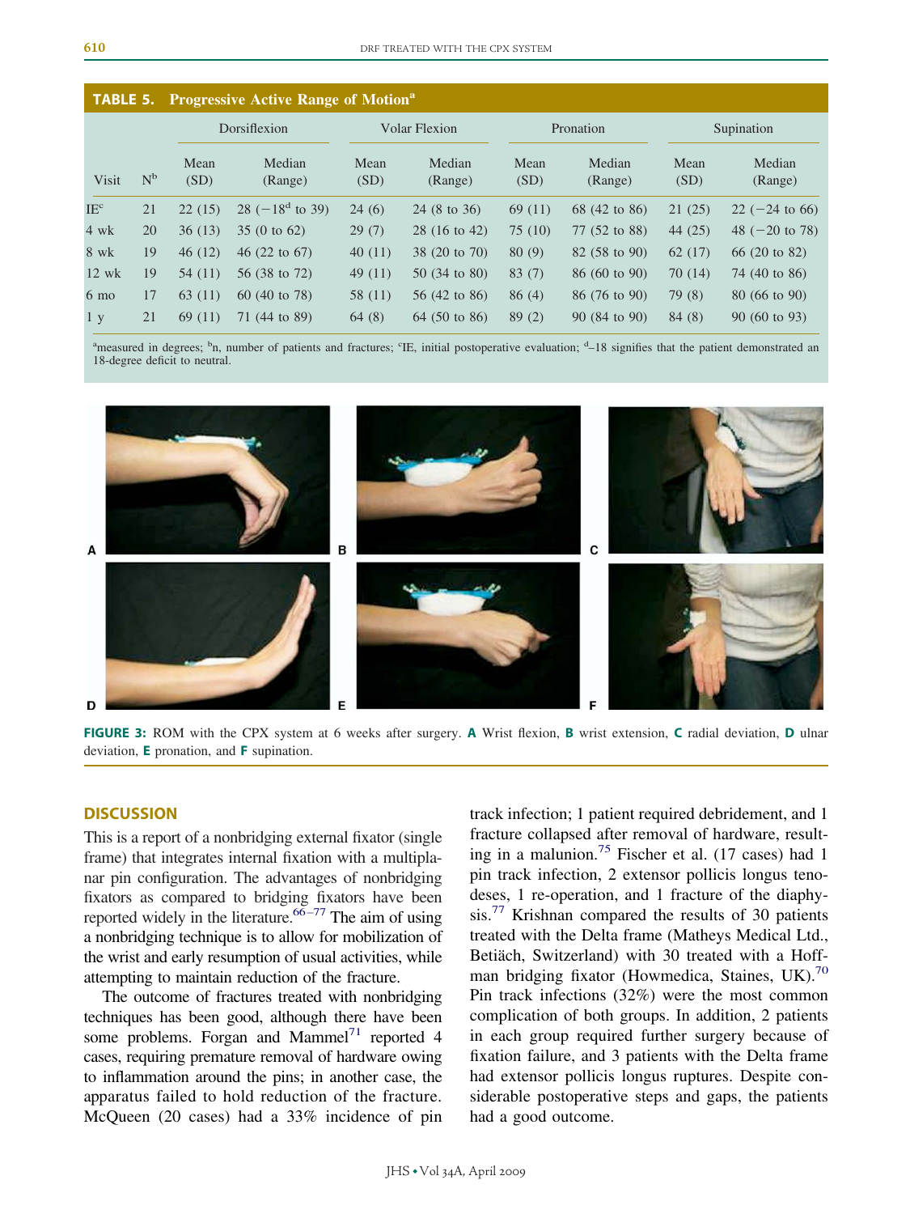**TABLE 5. Progressive Active Range of Motion[a]**

| | | Dorsiflexion | | Volar Flexion | | Pronation | | Supination | |
|---|---|---|---|---|---|---|---|---|---|
| Visit | N[b] | Mean (SD) | Median (Range) | Mean (SD) | Median (Range) | Mean (SD) | Median (Range) | Mean (SD) | Median (Range) |
| IE[c] | 21 | 22 (15) | 28 (−18[d] to 39) | 24 (6) | 24 (8 to 36) | 69 (11) | 68 (42 to 86) | 21 (25) | 22 (−24 to 66) |
| 4 wk | 20 | 36 (13) | 35 (0 to 62) | 29 (7) | 28 (16 to 42) | 75 (10) | 77 (52 to 88) | 44 (25) | 48 (−20 to 78) |
| 8 wk | 19 | 46 (12) | 46 (22 to 67) | 40 (11) | 38 (20 to 70) | 80 (9) | 82 (58 to 90) | 62 (17) | 66 (20 to 82) |
| 12 wk | 19 | 54 (11) | 56 (38 to 72) | 49 (11) | 50 (34 to 80) | 83 (7) | 86 (60 to 90) | 70 (14) | 74 (40 to 86) |
| 6 mo | 17 | 63 (11) | 60 (40 to 78) | 58 (11) | 56 (42 to 86) | 86 (4) | 86 (76 to 90) | 79 (8) | 80 (66 to 90) |
| 1 y | 21 | 69 (11) | 71 (44 to 89) | 64 (8) | 64 (50 to 86) | 89 (2) | 90 (84 to 90) | 84 (8) | 90 (60 to 93) |

[a]measured in degrees; [b]n, number of patients and fractures; [c]IE, initial postoperative evaluation; [d]–18 signifies that the patient demonstrated an 18-degree deficit to neutral.

**FIGURE 3:** ROM with the CPX system at 6 weeks after surgery. **A** Wrist flexion, **B** wrist extension, **C** radial deviation, **D** ulnar deviation, **E** pronation, and **F** supination.

## DISCUSSION

This is a report of a nonbridging external fixator (single frame) that integrates internal fixation with a multiplanar pin configuration. The advantages of nonbridging fixators as compared to bridging fixators have been reported widely in the literature.[66–77] The aim of using a nonbridging technique is to allow for mobilization of the wrist and early resumption of usual activities, while attempting to maintain reduction of the fracture.

The outcome of fractures treated with nonbridging techniques has been good, although there have been some problems. Forgan and Mammel[71] reported 4 cases, requiring premature removal of hardware owing to inflammation around the pins; in another case, the apparatus failed to hold reduction of the fracture. McQueen (20 cases) had a 33% incidence of pin track infection; 1 patient required debridement, and 1 fracture collapsed after removal of hardware, resulting in a malunion.[75] Fischer et al. (17 cases) had 1 pin track infection, 2 extensor pollicis longus tenodeses, 1 re-operation, and 1 fracture of the diaphysis.[77] Krishnan compared the results of 30 patients treated with the Delta frame (Matheys Medical Ltd., Betiäch, Switzerland) with 30 treated with a Hoffman bridging fixator (Howmedica, Staines, UK).[70] Pin track infections (32%) were the most common complication of both groups. In addition, 2 patients in each group required further surgery because of fixation failure, and 3 patients with the Delta frame had extensor pollicis longus ruptures. Despite considerable postoperative steps and gaps, the patients had a good outcome.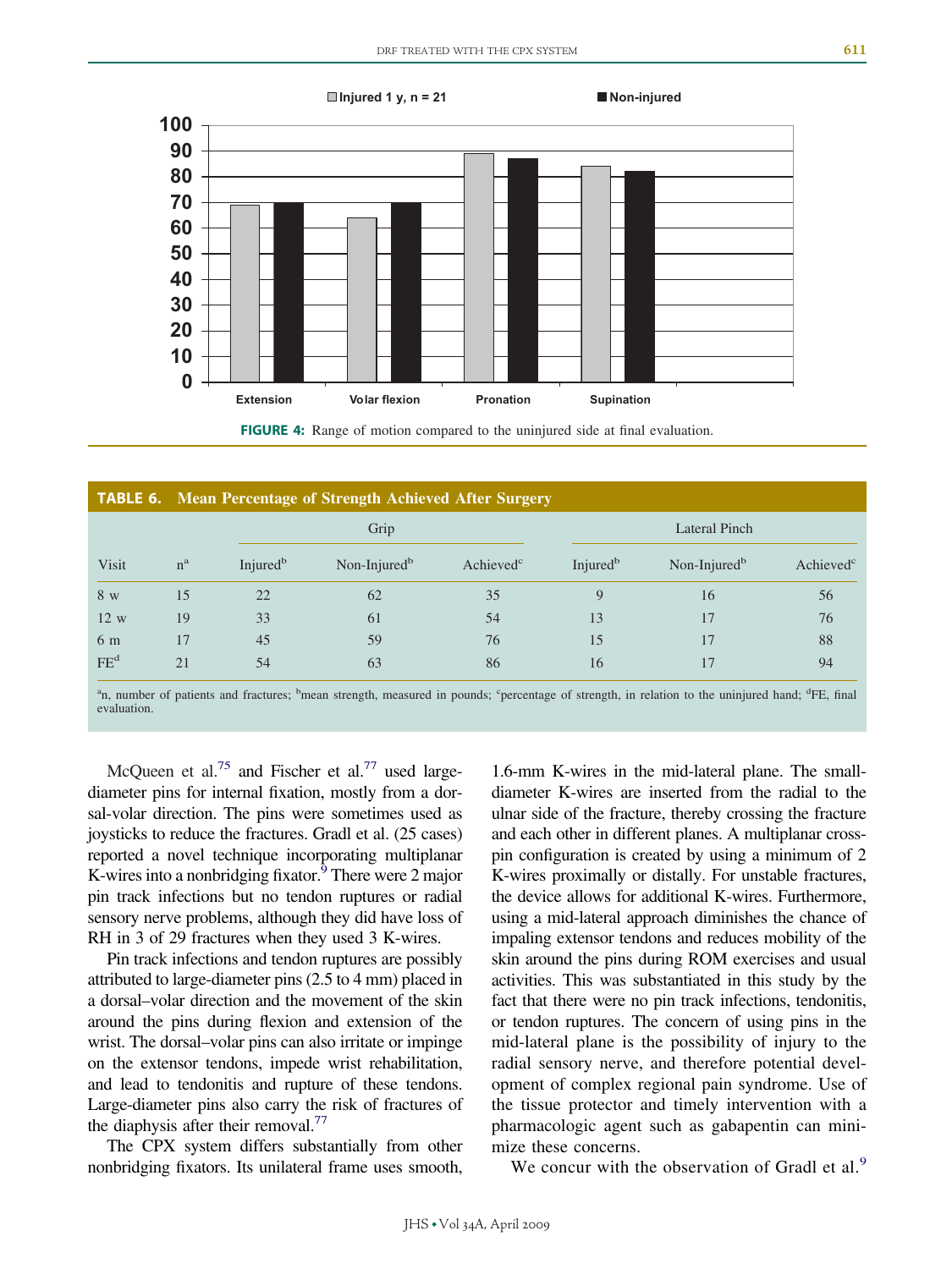FIGURE 4: Range of motion compared to the uninjured side at final evaluation.

**TABLE 6. Mean Percentage of Strength Achieved After Surgery**

| Visit | n[a] | Grip | | | Lateral Pinch | | |
|---|---|---|---|---|---|---|---|
| | | Injured[b] | Non-Injured[b] | Achieved[c] | Injured[b] | Non-Injured[b] | Achieved[c] |
| 8 w | 15 | 22 | 62 | 35 | 9 | 16 | 56 |
| 12 w | 19 | 33 | 61 | 54 | 13 | 17 | 76 |
| 6 m | 17 | 45 | 59 | 76 | 15 | 17 | 88 |
| FE[d] | 21 | 54 | 63 | 86 | 16 | 17 | 94 |

[a]n, number of patients and fractures; [b]mean strength, measured in pounds; [c]percentage of strength, in relation to the uninjured hand; [d]FE, final evaluation.

McQueen et al.[75] and Fischer et al.[77] used large-diameter pins for internal fixation, mostly from a dorsal-volar direction. The pins were sometimes used as joysticks to reduce the fractures. Gradl et al. (25 cases) reported a novel technique incorporating multiplanar K-wires into a nonbridging fixator.[9] There were 2 major pin track infections but no tendon ruptures or radial sensory nerve problems, although they did have loss of RH in 3 of 29 fractures when they used 3 K-wires.

Pin track infections and tendon ruptures are possibly attributed to large-diameter pins (2.5 to 4 mm) placed in a dorsal–volar direction and the movement of the skin around the pins during flexion and extension of the wrist. The dorsal–volar pins can also irritate or impinge on the extensor tendons, impede wrist rehabilitation, and lead to tendonitis and rupture of these tendons. Large-diameter pins also carry the risk of fractures of the diaphysis after their removal.[77]

The CPX system differs substantially from other nonbridging fixators. Its unilateral frame uses smooth, 1.6-mm K-wires in the mid-lateral plane. The small-diameter K-wires are inserted from the radial to the ulnar side of the fracture, thereby crossing the fracture and each other in different planes. A multiplanar cross-pin configuration is created by using a minimum of 2 K-wires proximally or distally. For unstable fractures, the device allows for additional K-wires. Furthermore, using a mid-lateral approach diminishes the chance of impaling extensor tendons and reduces mobility of the skin around the pins during ROM exercises and usual activities. This was substantiated in this study by the fact that there were no pin track infections, tendonitis, or tendon ruptures. The concern of using pins in the mid-lateral plane is the possibility of injury to the radial sensory nerve, and therefore potential development of complex regional pain syndrome. Use of the tissue protector and timely intervention with a pharmacologic agent such as gabapentin can minimize these concerns.

We concur with the observation of Gradl et al.[9]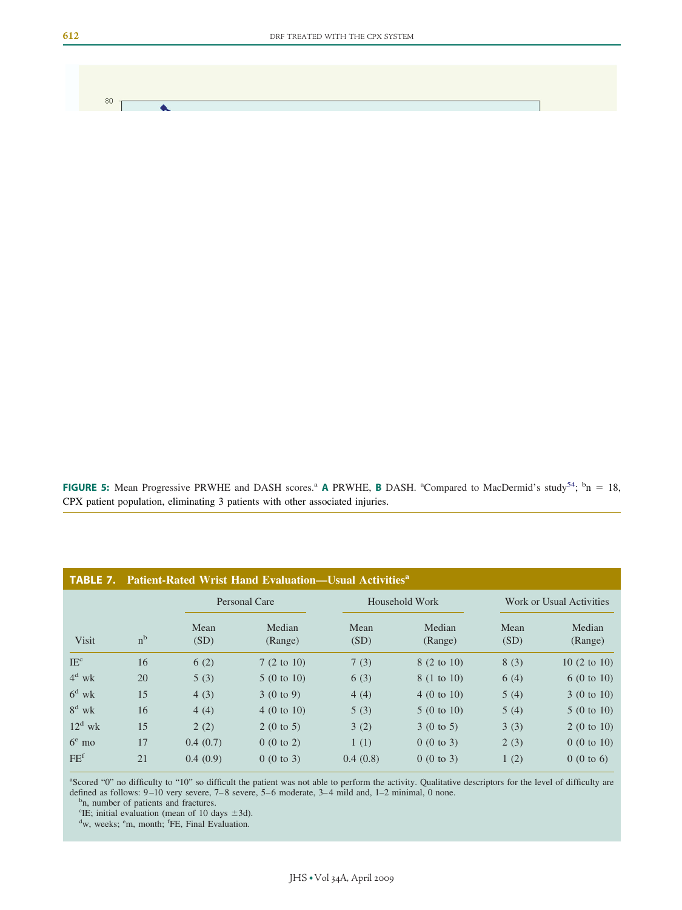**FIGURE 5:** Mean Progressive PRWHE and DASH scores.[a] **A** PRWHE, **B** DASH. [a]Compared to MacDermid's study[54]; [b]n = 18, CPX patient population, eliminating 3 patients with other associated injuries.

**TABLE 7. Patient-Rated Wrist Hand Evaluation—Usual Activities[a]**

| | | Personal Care | | Household Work | | Work or Usual Activities | |
|---|---|---|---|---|---|---|---|
| Visit | n[b] | Mean (SD) | Median (Range) | Mean (SD) | Median (Range) | Mean (SD) | Median (Range) |
| IE[c] | 16 | 6 (2) | 7 (2 to 10) | 7 (3) | 8 (2 to 10) | 8 (3) | 10 (2 to 10) |
| 4[d] wk | 20 | 5 (3) | 5 (0 to 10) | 6 (3) | 8 (1 to 10) | 6 (4) | 6 (0 to 10) |
| 6[d] wk | 15 | 4 (3) | 3 (0 to 9) | 4 (4) | 4 (0 to 10) | 5 (4) | 3 (0 to 10) |
| 8[d] wk | 16 | 4 (4) | 4 (0 to 10) | 5 (3) | 5 (0 to 10) | 5 (4) | 5 (0 to 10) |
| 12[d] wk | 15 | 2 (2) | 2 (0 to 5) | 3 (2) | 3 (0 to 5) | 3 (3) | 2 (0 to 10) |
| 6[e] mo | 17 | 0.4 (0.7) | 0 (0 to 2) | 1 (1) | 0 (0 to 3) | 2 (3) | 0 (0 to 10) |
| FE[f] | 21 | 0.4 (0.9) | 0 (0 to 3) | 0.4 (0.8) | 0 (0 to 3) | 1 (2) | 0 (0 to 6) |

[a]Scored "0" no difficulty to "10" so difficult the patient was not able to perform the activity. Qualitative descriptors for the level of difficulty are defined as follows: 9–10 very severe, 7–8 severe, 5–6 moderate, 3–4 mild and, 1–2 minimal, 0 none.
[b]n, number of patients and fractures.
[c]IE; initial evaluation (mean of 10 days ±3d).
[d]w, weeks; [e]m, month; [f]FE, Final Evaluation.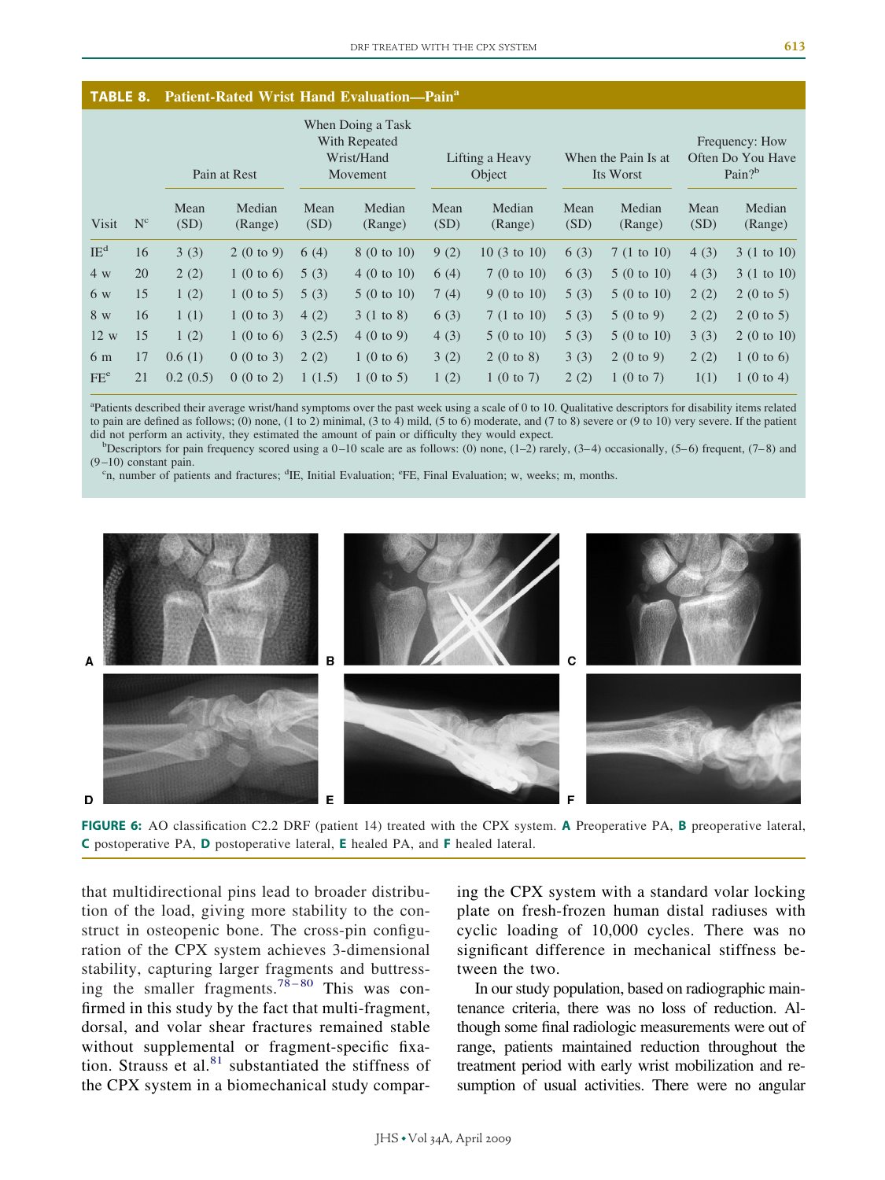**TABLE 8. Patient-Rated Wrist Hand Evaluation—Pain[a]**

| Visit | N[c] | Pain at Rest | | When Doing a Task With Repeated Wrist/Hand Movement | | Lifting a Heavy Object | | When the Pain Is at Its Worst | | Frequency: How Often Do You Have Pain?[b] | |
|---|---|---|---|---|---|---|---|---|---|---|---|
| | | Mean (SD) | Median (Range) | Mean (SD) | Median (Range) | Mean (SD) | Median (Range) | Mean (SD) | Median (Range) | Mean (SD) | Median (Range) |
| IE[d] | 16 | 3 (3) | 2 (0 to 9) | 6 (4) | 8 (0 to 10) | 9 (2) | 10 (3 to 10) | 6 (3) | 7 (1 to 10) | 4 (3) | 3 (1 to 10) |
| 4 w | 20 | 2 (2) | 1 (0 to 6) | 5 (3) | 4 (0 to 10) | 6 (4) | 7 (0 to 10) | 6 (3) | 5 (0 to 10) | 4 (3) | 3 (1 to 10) |
| 6 w | 15 | 1 (2) | 1 (0 to 5) | 5 (3) | 5 (0 to 10) | 7 (4) | 9 (0 to 10) | 5 (3) | 5 (0 to 10) | 2 (2) | 2 (0 to 5) |
| 8 w | 16 | 1 (1) | 1 (0 to 3) | 4 (2) | 3 (1 to 8) | 6 (3) | 7 (1 to 10) | 5 (3) | 5 (0 to 9) | 2 (2) | 2 (0 to 5) |
| 12 w | 15 | 1 (2) | 1 (0 to 6) | 3 (2.5) | 4 (0 to 9) | 4 (3) | 5 (0 to 10) | 5 (3) | 5 (0 to 10) | 3 (3) | 2 (0 to 10) |
| 6 m | 17 | 0.6 (1) | 0 (0 to 3) | 2 (2) | 1 (0 to 6) | 3 (2) | 2 (0 to 8) | 3 (3) | 2 (0 to 9) | 2 (2) | 1 (0 to 6) |
| FE[e] | 21 | 0.2 (0.5) | 0 (0 to 2) | 1 (1.5) | 1 (0 to 5) | 1 (2) | 1 (0 to 7) | 2 (2) | 1 (0 to 7) | 1(1) | 1 (0 to 4) |

[a]Patients described their average wrist/hand symptoms over the past week using a scale of 0 to 10. Qualitative descriptors for disability items related to pain are defined as follows; (0) none, (1 to 2) minimal, (3 to 4) mild, (5 to 6) moderate, and (7 to 8) severe or (9 to 10) very severe. If the patient did not perform an activity, they estimated the amount of pain or difficulty they would expect.

[b]Descriptors for pain frequency scored using a 0–10 scale are as follows: (0) none, (1–2) rarely, (3–4) occasionally, (5–6) frequent, (7–8) and (9–10) constant pain.

[c]n, number of patients and fractures; [d]IE, Initial Evaluation; [e]FE, Final Evaluation; w, weeks; m, months.

**FIGURE 6:** AO classification C2.2 DRF (patient 14) treated with the CPX system. **A** Preoperative PA, **B** preoperative lateral, **C** postoperative PA, **D** postoperative lateral, **E** healed PA, and **F** healed lateral.

that multidirectional pins lead to broader distribution of the load, giving more stability to the construct in osteopenic bone. The cross-pin configuration of the CPX system achieves 3-dimensional stability, capturing larger fragments and buttressing the smaller fragments.[78–80] This was confirmed in this study by the fact that multi-fragment, dorsal, and volar shear fractures remained stable without supplemental or fragment-specific fixation. Strauss et al.[81] substantiated the stiffness of the CPX system in a biomechanical study comparing the CPX system with a standard volar locking plate on fresh-frozen human distal radiuses with cyclic loading of 10,000 cycles. There was no significant difference in mechanical stiffness between the two.

In our study population, based on radiographic maintenance criteria, there was no loss of reduction. Although some final radiologic measurements were out of range, patients maintained reduction throughout the treatment period with early wrist mobilization and resumption of usual activities. There were no angular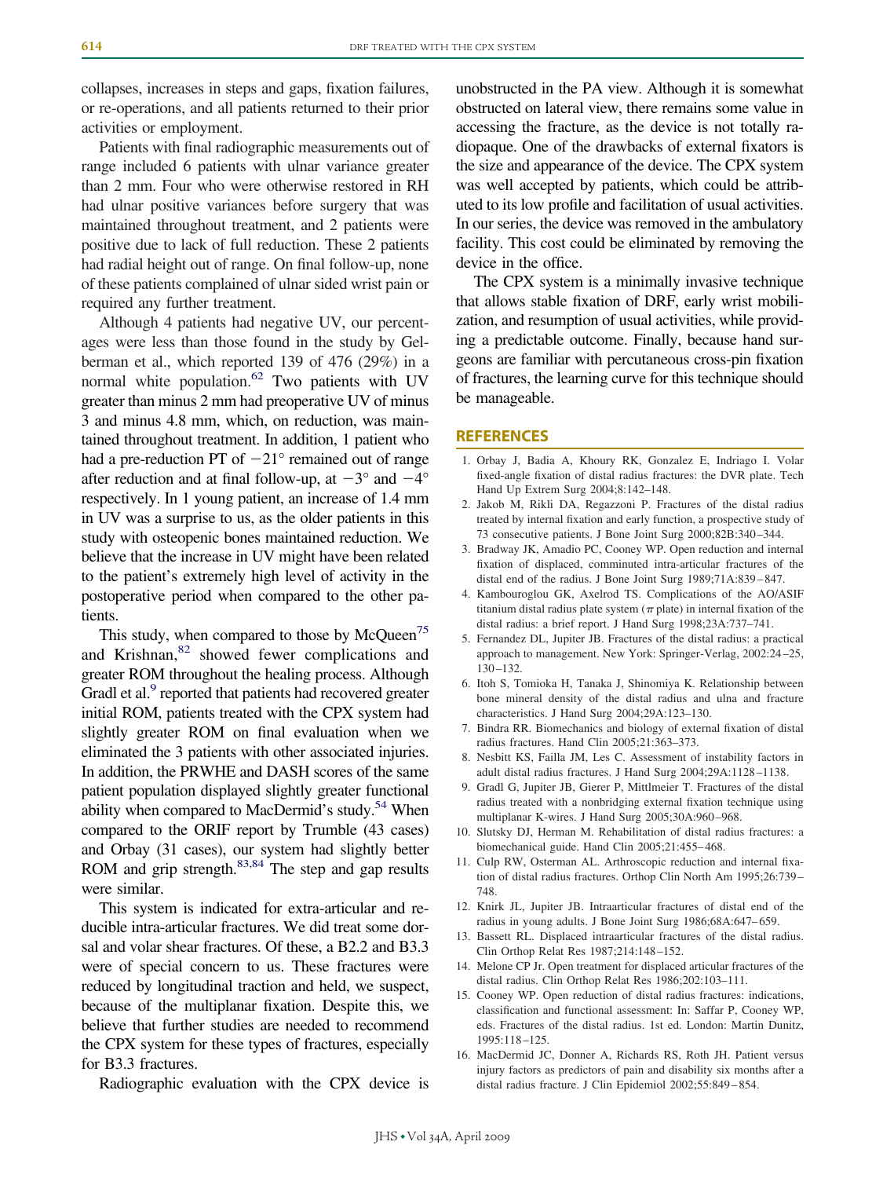collapses, increases in steps and gaps, fixation failures, or re-operations, and all patients returned to their prior activities or employment.

Patients with final radiographic measurements out of range included 6 patients with ulnar variance greater than 2 mm. Four who were otherwise restored in RH had ulnar positive variances before surgery that was maintained throughout treatment, and 2 patients were positive due to lack of full reduction. These 2 patients had radial height out of range. On final follow-up, none of these patients complained of ulnar sided wrist pain or required any further treatment.

Although 4 patients had negative UV, our percentages were less than those found in the study by Gelberman et al., which reported 139 of 476 (29%) in a normal white population.[62] Two patients with UV greater than minus 2 mm had preoperative UV of minus 3 and minus 4.8 mm, which, on reduction, was maintained throughout treatment. In addition, 1 patient who had a pre-reduction PT of $-21°$ remained out of range after reduction and at final follow-up, at $-3°$ and $-4°$ respectively. In 1 young patient, an increase of 1.4 mm in UV was a surprise to us, as the older patients in this study with osteopenic bones maintained reduction. We believe that the increase in UV might have been related to the patient's extremely high level of activity in the postoperative period when compared to the other patients.

This study, when compared to those by McQueen[75] and Krishnan,[82] showed fewer complications and greater ROM throughout the healing process. Although Gradl et al.[9] reported that patients had recovered greater initial ROM, patients treated with the CPX system had slightly greater ROM on final evaluation when we eliminated the 3 patients with other associated injuries. In addition, the PRWHE and DASH scores of the same patient population displayed slightly greater functional ability when compared to MacDermid's study.[54] When compared to the ORIF report by Trumble (43 cases) and Orbay (31 cases), our system had slightly better ROM and grip strength.[83,84] The step and gap results were similar.

This system is indicated for extra-articular and reducible intra-articular fractures. We did treat some dorsal and volar shear fractures. Of these, a B2.2 and B3.3 were of special concern to us. These fractures were reduced by longitudinal traction and held, we suspect, because of the multiplanar fixation. Despite this, we believe that further studies are needed to recommend the CPX system for these types of fractures, especially for B3.3 fractures.

Radiographic evaluation with the CPX device is unobstructed in the PA view. Although it is somewhat obstructed on lateral view, there remains some value in accessing the fracture, as the device is not totally radiopaque. One of the drawbacks of external fixators is the size and appearance of the device. The CPX system was well accepted by patients, which could be attributed to its low profile and facilitation of usual activities. In our series, the device was removed in the ambulatory facility. This cost could be eliminated by removing the device in the office.

The CPX system is a minimally invasive technique that allows stable fixation of DRF, early wrist mobilization, and resumption of usual activities, while providing a predictable outcome. Finally, because hand surgeons are familiar with percutaneous cross-pin fixation of fractures, the learning curve for this technique should be manageable.

## REFERENCES

1. Orbay J, Badia A, Khoury RK, Gonzalez E, Indriago I. Volar fixed-angle fixation of distal radius fractures: the DVR plate. Tech Hand Up Extrem Surg 2004;8:142–148.
2. Jakob M, Rikli DA, Regazzoni P. Fractures of the distal radius treated by internal fixation and early function, a prospective study of 73 consecutive patients. J Bone Joint Surg 2000;82B:340–344.
3. Bradway JK, Amadio PC, Cooney WP. Open reduction and internal fixation of displaced, comminuted intra-articular fractures of the distal end of the radius. J Bone Joint Surg 1989;71A:839–847.
4. Kambouroglou GK, Axelrod TS. Complications of the AO/ASIF titanium distal radius plate system ($\pi$ plate) in internal fixation of the distal radius: a brief report. J Hand Surg 1998;23A:737–741.
5. Fernandez DL, Jupiter JB. Fractures of the distal radius: a practical approach to management. New York: Springer-Verlag, 2002:24–25, 130–132.
6. Itoh S, Tomioka H, Tanaka J, Shinomiya K. Relationship between bone mineral density of the distal radius and ulna and fracture characteristics. J Hand Surg 2004;29A:123–130.
7. Bindra RR. Biomechanics and biology of external fixation of distal radius fractures. Hand Clin 2005;21:363–373.
8. Nesbitt KS, Failla JM, Les C. Assessment of instability factors in adult distal radius fractures. J Hand Surg 2004;29A:1128–1138.
9. Gradl G, Jupiter JB, Gierer P, Mittlmeier T. Fractures of the distal radius treated with a nonbridging external fixation technique using multiplanar K-wires. J Hand Surg 2005;30A:960–968.
10. Slutsky DJ, Herman M. Rehabilitation of distal radius fractures: a biomechanical guide. Hand Clin 2005;21:455–468.
11. Culp RW, Osterman AL. Arthroscopic reduction and internal fixation of distal radius fractures. Orthop Clin North Am 1995;26:739–748.
12. Knirk JL, Jupiter JB. Intraarticular fractures of distal end of the radius in young adults. J Bone Joint Surg 1986;68A:647–659.
13. Bassett RL. Displaced intraarticular fractures of the distal radius. Clin Orthop Relat Res 1987;214:148–152.
14. Melone CP Jr. Open treatment for displaced articular fractures of the distal radius. Clin Orthop Relat Res 1986;202:103–111.
15. Cooney WP. Open reduction of distal radius fractures: indications, classification and functional assessment: In: Saffar P, Cooney WP, eds. Fractures of the distal radius. 1st ed. London: Martin Dunitz, 1995:118–125.
16. MacDermid JC, Donner A, Richards RS, Roth JH. Patient versus injury factors as predictors of pain and disability six months after a distal radius fracture. J Clin Epidemiol 2002;55:849–854.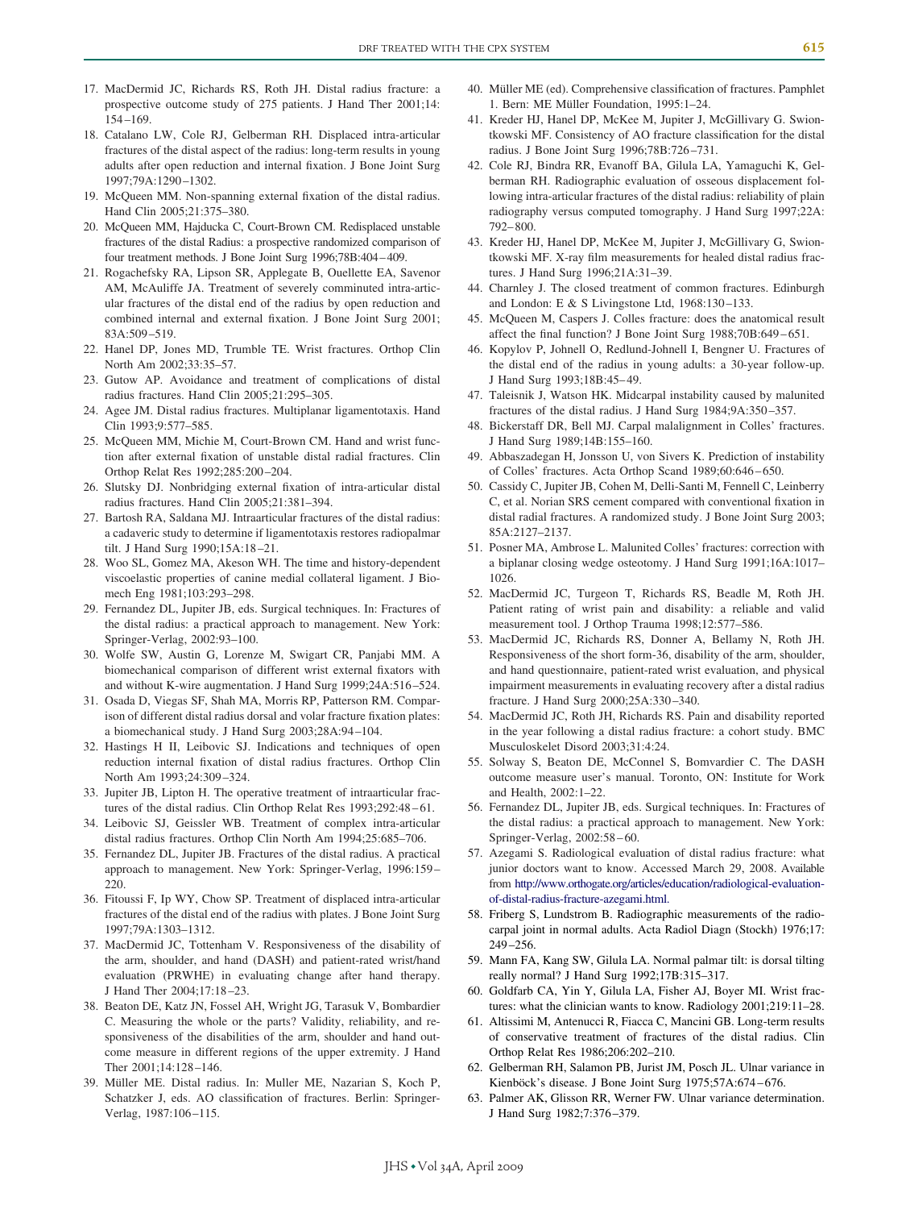17. MacDermid JC, Richards RS, Roth JH. Distal radius fracture: a prospective outcome study of 275 patients. J Hand Ther 2001;14:154–169.
18. Catalano LW, Cole RJ, Gelberman RH. Displaced intra-articular fractures of the distal aspect of the radius: long-term results in young adults after open reduction and internal fixation. J Bone Joint Surg 1997;79A:1290–1302.
19. McQueen MM. Non-spanning external fixation of the distal radius. Hand Clin 2005;21:375–380.
20. McQueen MM, Hajducka C, Court-Brown CM. Redisplaced unstable fractures of the distal Radius: a prospective randomized comparison of four treatment methods. J Bone Joint Surg 1996;78B:404–409.
21. Rogachefsky RA, Lipson SR, Applegate B, Ouellette EA, Savenor AM, McAuliffe JA. Treatment of severely comminuted intra-articular fractures of the distal end of the radius by open reduction and combined internal and external fixation. J Bone Joint Surg 2001;83A:509–519.
22. Hanel DP, Jones MD, Trumble TE. Wrist fractures. Orthop Clin North Am 2002;33:35–57.
23. Gutow AP. Avoidance and treatment of complications of distal radius fractures. Hand Clin 2005;21:295–305.
24. Agee JM. Distal radius fractures. Multiplanar ligamentotaxis. Hand Clin 1993;9:577–585.
25. McQueen MM, Michie M, Court-Brown CM. Hand and wrist function after external fixation of unstable distal radial fractures. Clin Orthop Relat Res 1992;285:200–204.
26. Slutsky DJ. Nonbridging external fixation of intra-articular distal radius fractures. Hand Clin 2005;21:381–394.
27. Bartosh RA, Saldana MJ. Intraarticular fractures of the distal radius: a cadaveric study to determine if ligamentotaxis restores radiopalmar tilt. J Hand Surg 1990;15A:18–21.
28. Woo SL, Gomez MA, Akeson WH. The time and history-dependent viscoelastic properties of canine medial collateral ligament. J Biomech Eng 1981;103:293–298.
29. Fernandez DL, Jupiter JB, eds. Surgical techniques. In: Fractures of the distal radius: a practical approach to management. New York: Springer-Verlag, 2002:93–100.
30. Wolfe SW, Austin G, Lorenze M, Swigart CR, Panjabi MM. A biomechanical comparison of different wrist external fixators with and without K-wire augmentation. J Hand Surg 1999;24A:516–524.
31. Osada D, Viegas SF, Shah MA, Morris RP, Patterson RM. Comparison of different distal radius dorsal and volar fracture fixation plates: a biomechanical study. J Hand Surg 2003;28A:94–104.
32. Hastings H II, Leibovic SJ. Indications and techniques of open reduction internal fixation of distal radius fractures. Orthop Clin North Am 1993;24:309–324.
33. Jupiter JB, Lipton H. The operative treatment of intraarticular fractures of the distal radius. Clin Orthop Relat Res 1993;292:48–61.
34. Leibovic SJ, Geissler WB. Treatment of complex intra-articular distal radius fractures. Orthop Clin North Am 1994;25:685–706.
35. Fernandez DL, Jupiter JB. Fractures of the distal radius. A practical approach to management. New York: Springer-Verlag, 1996:159–220.
36. Fitoussi F, Ip WY, Chow SP. Treatment of displaced intra-articular fractures of the distal end of the radius with plates. J Bone Joint Surg 1997;79A:1303–1312.
37. MacDermid JC, Tottenham V. Responsiveness of the disability of the arm, shoulder, and hand (DASH) and patient-rated wrist/hand evaluation (PRWHE) in evaluating change after hand therapy. J Hand Ther 2004;17:18–23.
38. Beaton DE, Katz JN, Fossel AH, Wright JG, Tarasuk V, Bombardier C. Measuring the whole or the parts? Validity, reliability, and responsiveness of the disabilities of the arm, shoulder and hand outcome measure in different regions of the upper extremity. J Hand Ther 2001;14:128–146.
39. Müller ME. Distal radius. In: Muller ME, Nazarian S, Koch P, Schatzker J, eds. AO classification of fractures. Berlin: Springer-Verlag, 1987:106–115.
40. Müller ME (ed). Comprehensive classification of fractures. Pamphlet 1. Bern: ME Müller Foundation, 1995:1–24.
41. Kreder HJ, Hanel DP, McKee M, Jupiter J, McGillivary G. Swiontkowski MF. Consistency of AO fracture classification for the distal radius. J Bone Joint Surg 1996;78B:726–731.
42. Cole RJ, Bindra RR, Evanoff BA, Gilula LA, Yamaguchi K, Gelberman RH. Radiographic evaluation of osseous displacement following intra-articular fractures of the distal radius: reliability of plain radiography versus computed tomography. J Hand Surg 1997;22A:792–800.
43. Kreder HJ, Hanel DP, McKee M, Jupiter J, McGillivary G, Swiontkowski MF. X-ray film measurements for healed distal radius fractures. J Hand Surg 1996;21A:31–39.
44. Charnley J. The closed treatment of common fractures. Edinburgh and London: E & S Livingstone Ltd, 1968:130–133.
45. McQueen M, Caspers J. Colles fracture: does the anatomical result affect the final function? J Bone Joint Surg 1988;70B:649–651.
46. Kopylov P, Johnell O, Redlund-Johnell I, Bengner U. Fractures of the distal end of the radius in young adults: a 30-year follow-up. J Hand Surg 1993;18B:45–49.
47. Taleisnik J, Watson HK. Midcarpal instability caused by malunited fractures of the distal radius. J Hand Surg 1984;9A:350–357.
48. Bickerstaff DR, Bell MJ. Carpal malalignment in Colles' fractures. J Hand Surg 1989;14B:155–160.
49. Abbaszadegan H, Jonsson U, von Sivers K. Prediction of instability of Colles' fractures. Acta Orthop Scand 1989;60:646–650.
50. Cassidy C, Jupiter JB, Cohen M, Delli-Santi M, Fennell C, Leinberry C, et al. Norian SRS cement compared with conventional fixation in distal radial fractures. A randomized study. J Bone Joint Surg 2003;85A:2127–2137.
51. Posner MA, Ambrose L. Malunited Colles' fractures: correction with a biplanar closing wedge osteotomy. J Hand Surg 1991;16A:1017–1026.
52. MacDermid JC, Turgeon T, Richards RS, Beadle M, Roth JH. Patient rating of wrist pain and disability: a reliable and valid measurement tool. J Orthop Trauma 1998;12:577–586.
53. MacDermid JC, Richards RS, Donner A, Bellamy N, Roth JH. Responsiveness of the short form-36, disability of the arm, shoulder, and hand questionnaire, patient-rated wrist evaluation, and physical impairment measurements in evaluating recovery after a distal radius fracture. J Hand Surg 2000;25A:330–340.
54. MacDermid JC, Roth JH, Richards RS. Pain and disability reported in the year following a distal radius fracture: a cohort study. BMC Musculoskelet Disord 2003;31:4:24.
55. Solway S, Beaton DE, McConnel S, Bomvardier C. The DASH outcome measure user's manual. Toronto, ON: Institute for Work and Health, 2002:1–22.
56. Fernandez DL, Jupiter JB, eds. Surgical techniques. In: Fractures of the distal radius: a practical approach to management. New York: Springer-Verlag, 2002:58–60.
57. Azegami S. Radiological evaluation of distal radius fracture: what junior doctors want to know. Accessed March 29, 2008. Available from http://www.orthogate.org/articles/education/radiological-evaluation-of-distal-radius-fracture-azegami.html.
58. Friberg S, Lundstrom B. Radiographic measurements of the radiocarpal joint in normal adults. Acta Radiol Diagn (Stockh) 1976;17:249–256.
59. Mann FA, Kang SW, Gilula LA. Normal palmar tilt: is dorsal tilting really normal? J Hand Surg 1992;17B:315–317.
60. Goldfarb CA, Yin Y, Gilula LA, Fisher AJ, Boyer MI. Wrist fractures: what the clinician wants to know. Radiology 2001;219:11–28.
61. Altissimi M, Antenucci R, Fiacca C, Mancini GB. Long-term results of conservative treatment of fractures of the distal radius. Clin Orthop Relat Res 1986;206:202–210.
62. Gelberman RH, Salamon PB, Jurist JM, Posch JL. Ulnar variance in Kienböck's disease. J Bone Joint Surg 1975;57A:674–676.
63. Palmer AK, Glisson RR, Werner FW. Ulnar variance determination. J Hand Surg 1982;7:376–379.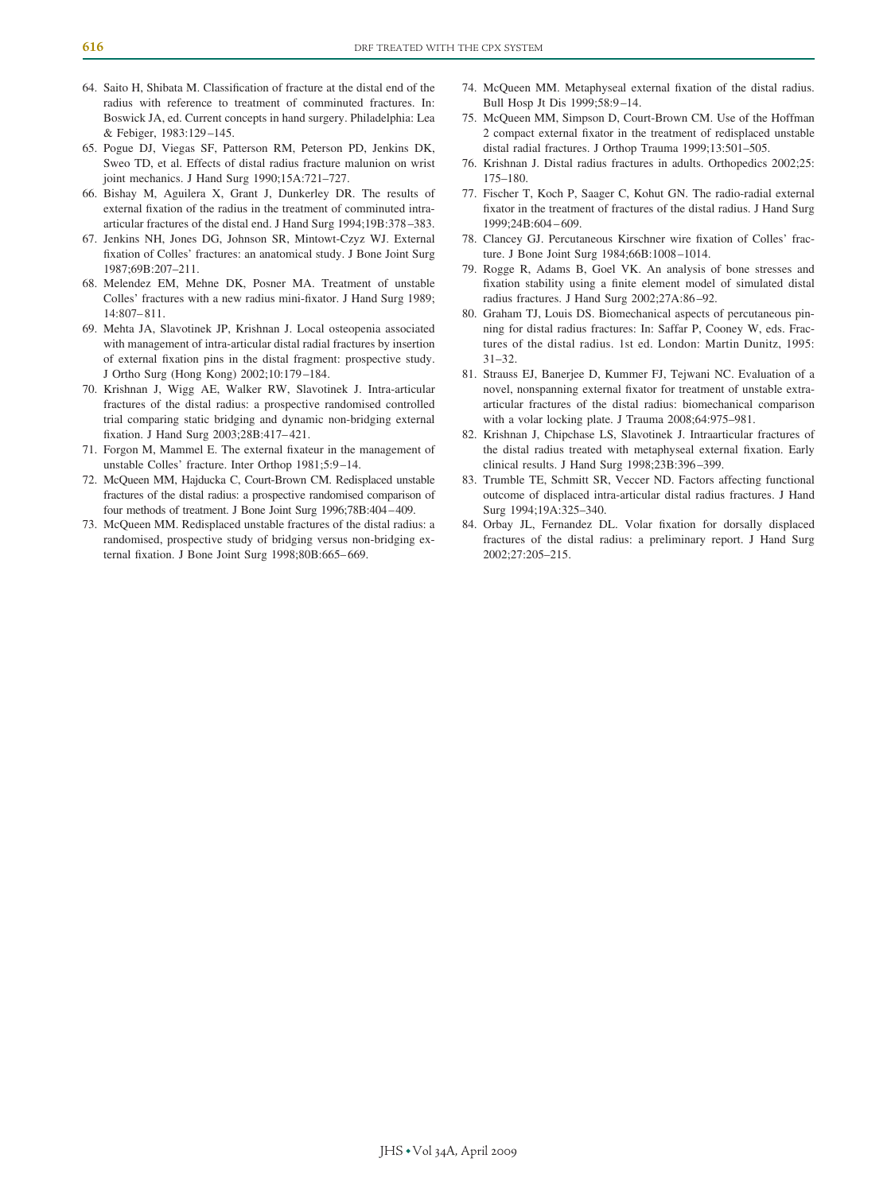64. Saito H, Shibata M. Classification of fracture at the distal end of the radius with reference to treatment of comminuted fractures. In: Boswick JA, ed. Current concepts in hand surgery. Philadelphia: Lea & Febiger, 1983:129–145.
65. Pogue DJ, Viegas SF, Patterson RM, Peterson PD, Jenkins DK, Sweo TD, et al. Effects of distal radius fracture malunion on wrist joint mechanics. J Hand Surg 1990;15A:721–727.
66. Bishay M, Aguilera X, Grant J, Dunkerley DR. The results of external fixation of the radius in the treatment of comminuted intra-articular fractures of the distal end. J Hand Surg 1994;19B:378–383.
67. Jenkins NH, Jones DG, Johnson SR, Mintowt-Czyz WJ. External fixation of Colles' fractures: an anatomical study. J Bone Joint Surg 1987;69B:207–211.
68. Melendez EM, Mehne DK, Posner MA. Treatment of unstable Colles' fractures with a new radius mini-fixator. J Hand Surg 1989; 14:807–811.
69. Mehta JA, Slavotinek JP, Krishnan J. Local osteopenia associated with management of intra-articular distal radial fractures by insertion of external fixation pins in the distal fragment: prospective study. J Ortho Surg (Hong Kong) 2002;10:179–184.
70. Krishnan J, Wigg AE, Walker RW, Slavotinek J. Intra-articular fractures of the distal radius: a prospective randomised controlled trial comparing static bridging and dynamic non-bridging external fixation. J Hand Surg 2003;28B:417–421.
71. Forgon M, Mammel E. The external fixateur in the management of unstable Colles' fracture. Inter Orthop 1981;5:9–14.
72. McQueen MM, Hajducka C, Court-Brown CM. Redisplaced unstable fractures of the distal radius: a prospective randomised comparison of four methods of treatment. J Bone Joint Surg 1996;78B:404–409.
73. McQueen MM. Redisplaced unstable fractures of the distal radius: a randomised, prospective study of bridging versus non-bridging external fixation. J Bone Joint Surg 1998;80B:665–669.
74. McQueen MM. Metaphyseal external fixation of the distal radius. Bull Hosp Jt Dis 1999;58:9–14.
75. McQueen MM, Simpson D, Court-Brown CM. Use of the Hoffman 2 compact external fixator in the treatment of redisplaced unstable distal radial fractures. J Orthop Trauma 1999;13:501–505.
76. Krishnan J. Distal radius fractures in adults. Orthopedics 2002;25: 175–180.
77. Fischer T, Koch P, Saager C, Kohut GN. The radio-radial external fixator in the treatment of fractures of the distal radius. J Hand Surg 1999;24B:604–609.
78. Clancey GJ. Percutaneous Kirschner wire fixation of Colles' fracture. J Bone Joint Surg 1984;66B:1008–1014.
79. Rogge R, Adams B, Goel VK. An analysis of bone stresses and fixation stability using a finite element model of simulated distal radius fractures. J Hand Surg 2002;27A:86–92.
80. Graham TJ, Louis DS. Biomechanical aspects of percutaneous pinning for distal radius fractures: In: Saffar P, Cooney W, eds. Fractures of the distal radius. 1st ed. London: Martin Dunitz, 1995: 31–32.
81. Strauss EJ, Banerjee D, Kummer FJ, Tejwani NC. Evaluation of a novel, nonspanning external fixator for treatment of unstable extra-articular fractures of the distal radius: biomechanical comparison with a volar locking plate. J Trauma 2008;64:975–981.
82. Krishnan J, Chipchase LS, Slavotinek J. Intraarticular fractures of the distal radius treated with metaphyseal external fixation. Early clinical results. J Hand Surg 1998;23B:396–399.
83. Trumble TE, Schmitt SR, Veccer ND. Factors affecting functional outcome of displaced intra-articular distal radius fractures. J Hand Surg 1994;19A:325–340.
84. Orbay JL, Fernandez DL. Volar fixation for dorsally displaced fractures of the distal radius: a preliminary report. J Hand Surg 2002;27:205–215.